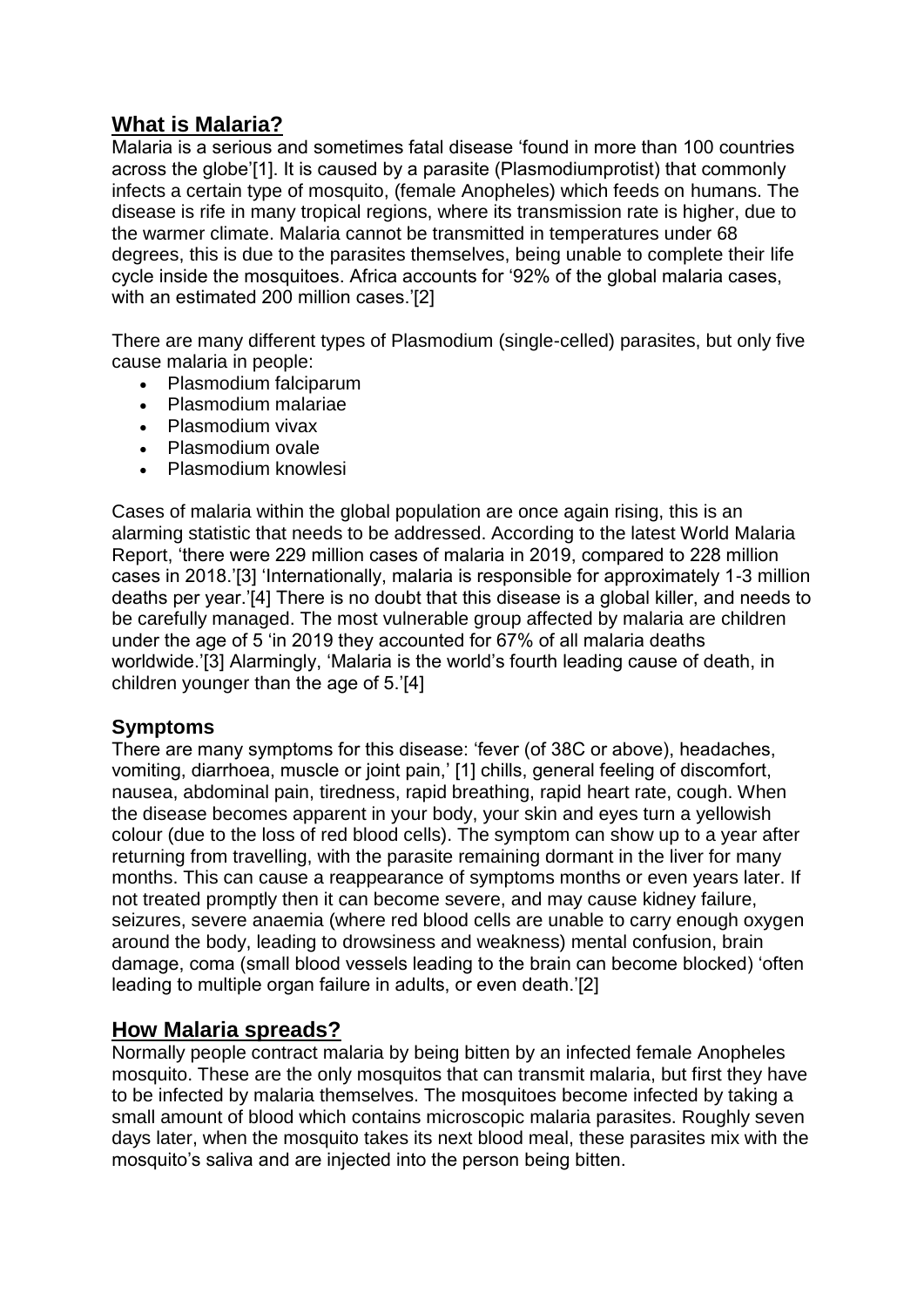## What is Malaria?

Malaria is a serious and sometimes fatal disease 'found in more than 100 countries across the globe'[1]. It is caused by a parasite (Plasmodiumprotist) that commonly infects a certain type of mosquito, (female Anopheles) which feeds on humans. The disease is rife in many tropical regions, where its transmission rate is higher, due to the warmer climate. Malaria cannot be transmitted in temperatures under 68 degrees, this is due to the parasites themselves, being unable to complete their life cycle inside the mosquitoes. Africa accounts for '92% of the global malaria cases, with an estimated 200 million cases.'[2]

There are many different types of Plasmodium (single-celled) parasites, but only five cause malaria in people:

- Plasmodium falciparum
- Plasmodium malariae
- Plasmodium vivax
- Plasmodium ovale
- Plasmodium knowlesi

Cases of malaria within the global population are once again rising, this is an alarming statistic that needs to be addressed. According to the latest World Malaria Report, 'there were 229 million cases of malaria in 2019, compared to 228 million cases in 2018.'[3] 'Internationally, malaria is responsible for approximately 1-3 million deaths per year.'[4] There is no doubt that this disease is a global killer, and needs to be carefully managed. The most vulnerable group affected by malaria are children under the age of 5 'in 2019 they accounted for 67% of all malaria deaths worldwide.'[3] Alarmingly, 'Malaria is the world's fourth leading cause of death, in children younger than the age of 5.'[4]

### Symptoms

There are many symptoms for this disease: 'fever (of 38C or above), headaches, vomiting, diarrhoea, muscle or joint pain,' [1] chills, general feeling of discomfort, nausea, abdominal pain, tiredness, rapid breathing, rapid heart rate, cough. When the disease becomes apparent in your body, your skin and eyes turn a yellowish colour (due to the loss of red blood cells). The symptom can show up to a year after returning from travelling, with the parasite remaining dormant in the liver for many months. This can cause a reappearance of symptoms months or even years later. If not treated promptly then it can become severe, and may cause kidney failure, seizures, severe anaemia (where red blood cells are unable to carry enough oxygen around the body, leading to drowsiness and weakness) mental confusion, brain damage, coma (small blood vessels leading to the brain can become blocked) 'often leading to multiple organ failure in adults, or even death.'[2]

## How Malaria spreads?

Normally people contract malaria by being bitten by an infected female Anopheles mosquito. These are the only mosquitos that can transmit malaria, but first they have to be infected by malaria themselves. The mosquitoes become infected by taking a small amount of blood which contains microscopic malaria parasites. Roughly seven days later, when the mosquito takes its next blood meal, these parasites mix with the mosquito's saliva and are injected into the person being bitten.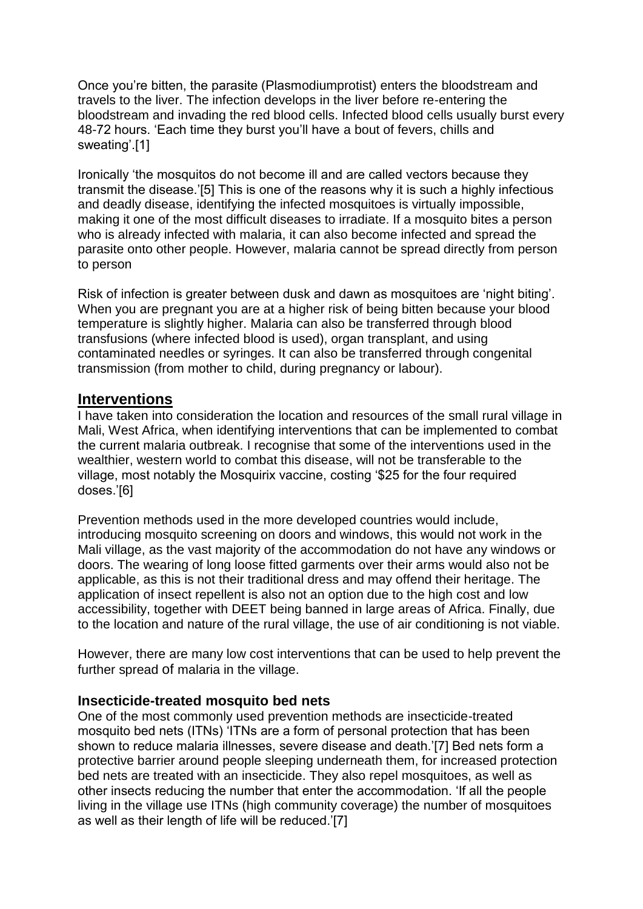Once you're bitten, the parasite (Plasmodiumprotist) enters the bloodstream and travels to the liver. The infection develops in the liver before re-entering the bloodstream and invading the red blood cells. Infected blood cells usually burst every 48-72 hours. 'Each time they burst you'll have a bout of fevers, chills and sweating'.[1]

Ironically 'the mosquitos do not become ill and are called vectors because they transmit the disease.'[5] This is one of the reasons why it is such a highly infectious and deadly disease, identifying the infected mosquitoes is virtually impossible, making it one of the most difficult diseases to irradiate. If a mosquito bites a person who is already infected with malaria, it can also become infected and spread the parasite onto other people. However, malaria cannot be spread directly from person to person

Risk of infection is greater between dusk and dawn as mosquitoes are 'night biting'. When you are pregnant you are at a higher risk of being bitten because your blood temperature is slightly higher. Malaria can also be transferred through blood transfusions (where infected blood is used), organ transplant, and using contaminated needles or syringes. It can also be transferred through congenital transmission (from mother to child, during pregnancy or labour).

## Interventions

I have taken into consideration the location and resources of the small rural village in Mali, West Africa, when identifying interventions that can be implemented to combat the current malaria outbreak. I recognise that some of the interventions used in the wealthier, western world to combat this disease, will not be transferable to the village, most notably the Mosquirix vaccine, costing '$25 for the four required doses.'[6]

Prevention methods used in the more developed countries would include, introducing mosquito screening on doors and windows, this would not work in the Mali village, as the vast majority of the accommodation do not have any windows or doors. The wearing of long loose fitted garments over their arms would also not be applicable, as this is not their traditional dress and may offend their heritage. The application of insect repellent is also not an option due to the high cost and low accessibility, together with DEET being banned in large areas of Africa. Finally, due to the location and nature of the rural village, the use of air conditioning is not viable.

However, there are many low cost interventions that can be used to help prevent the further spread of malaria in the village.

### Insecticide-treated mosquito bed nets

One of the most commonly used prevention methods are insecticide-treated mosquito bed nets (ITNs) 'ITNs are a form of personal protection that has been shown to reduce malaria illnesses, severe disease and death.'[7] Bed nets form a protective barrier around people sleeping underneath them, for increased protection bed nets are treated with an insecticide. They also repel mosquitoes, as well as other insects reducing the number that enter the accommodation. 'If all the people living in the village use ITNs (high community coverage) the number of mosquitoes as well as their length of life will be reduced.'[7]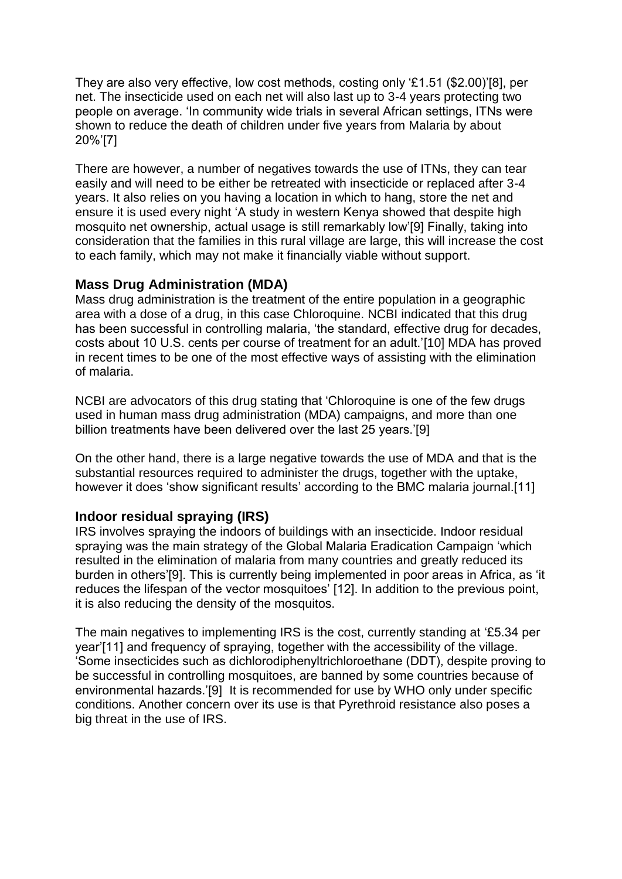They are also very effective, low cost methods, costing only '£1.51 ($2.00)'[8], per net. The insecticide used on each net will also last up to 3-4 years protecting two people on average. 'In community wide trials in several African settings, ITNs were shown to reduce the death of children under five years from Malaria by about 20%'[7]

There are however, a number of negatives towards the use of ITNs, they can tear easily and will need to be either be retreated with insecticide or replaced after 3-4 years. It also relies on you having a location in which to hang, store the net and ensure it is used every night 'A study in western Kenya showed that despite high mosquito net ownership, actual usage is still remarkably low'[9] Finally, taking into consideration that the families in this rural village are large, this will increase the cost to each family, which may not make it financially viable without support.

### Mass Drug Administration (MDA)

Mass drug administration is the treatment of the entire population in a geographic area with a dose of a drug, in this case Chloroquine. NCBI indicated that this drug has been successful in controlling malaria, 'the standard, effective drug for decades, costs about 10 U.S. cents per course of treatment for an adult.'[10] MDA has proved in recent times to be one of the most effective ways of assisting with the elimination of malaria.

NCBI are advocators of this drug stating that 'Chloroquine is one of the few drugs used in human mass drug administration (MDA) campaigns, and more than one billion treatments have been delivered over the last 25 years.'[9]

On the other hand, there is a large negative towards the use of MDA and that is the substantial resources required to administer the drugs, together with the uptake, however it does 'show significant results' according to the BMC malaria journal.[11]

### Indoor residual spraying (IRS)

IRS involves spraying the indoors of buildings with an insecticide. Indoor residual spraying was the main strategy of the Global Malaria Eradication Campaign 'which resulted in the elimination of malaria from many countries and greatly reduced its burden in others'[9]. This is currently being implemented in poor areas in Africa, as 'it reduces the lifespan of the vector mosquitoes' [12]. In addition to the previous point, it is also reducing the density of the mosquitos.

The main negatives to implementing IRS is the cost, currently standing at '£5.34 per year'[11] and frequency of spraying, together with the accessibility of the village. 'Some insecticides such as dichlorodiphenyltrichloroethane (DDT), despite proving to be successful in controlling mosquitoes, are banned by some countries because of environmental hazards.'[9] It is recommended for use by WHO only under specific conditions. Another concern over its use is that Pyrethroid resistance also poses a big threat in the use of IRS.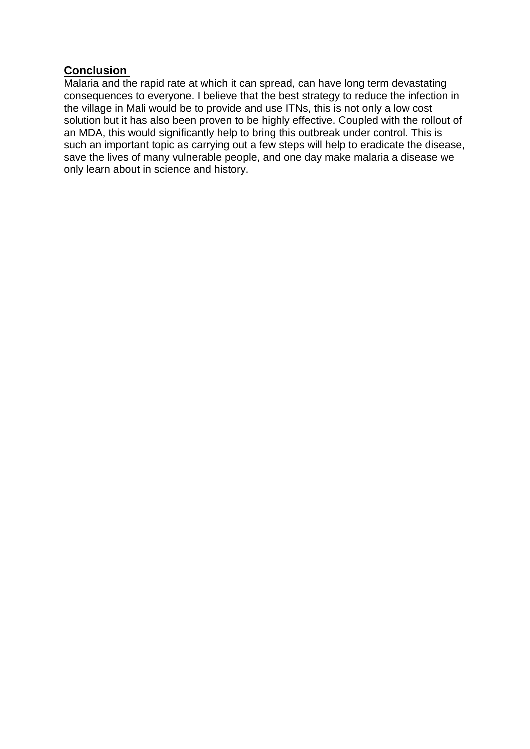## Conclusion

Malaria and the rapid rate at which it can spread, can have long term devastating consequences to everyone. I believe that the best strategy to reduce the infection in the village in Mali would be to provide and use ITNs, this is not only a low cost solution but it has also been proven to be highly effective. Coupled with the rollout of an MDA, this would significantly help to bring this outbreak under control. This is such an important topic as carrying out a few steps will help to eradicate the disease, save the lives of many vulnerable people, and one day make malaria a disease we only learn about in science and history.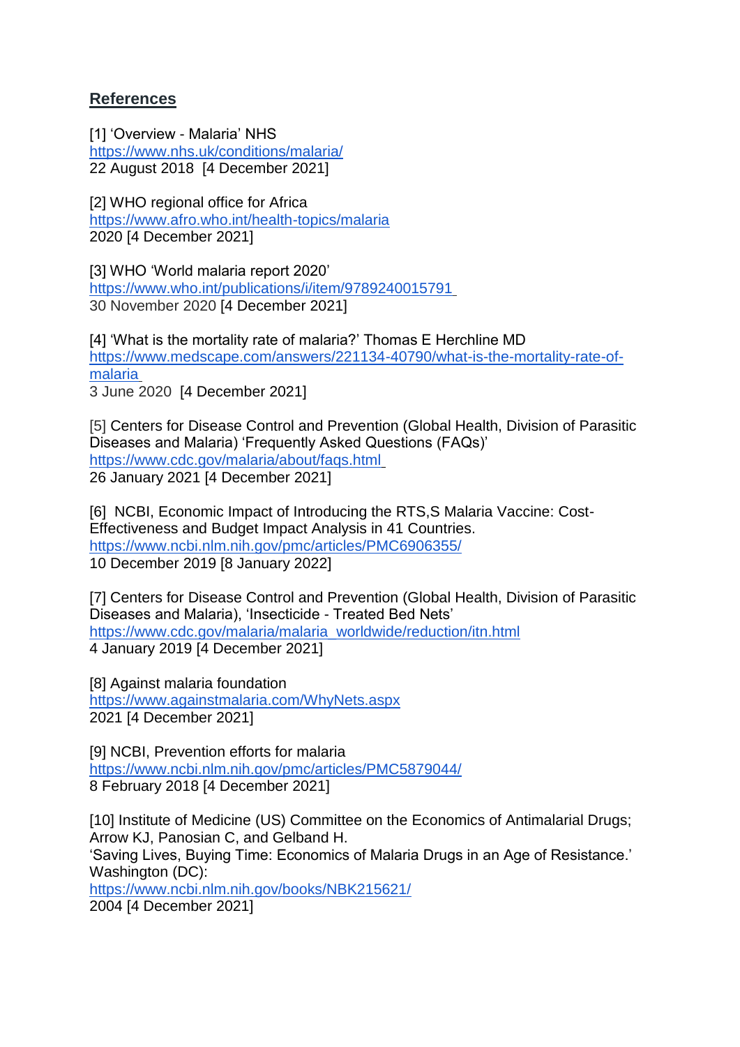## References

[1] 'Overview - Malaria' NHS
https://www.nhs.uk/conditions/malaria/
22 August 2018 [4 December 2021]

[2] WHO regional office for Africa
https://www.afro.who.int/health-topics/malaria
2020 [4 December 2021]

[3] WHO 'World malaria report 2020'
https://www.who.int/publications/i/item/9789240015791
30 November 2020 [4 December 2021]

[4] 'What is the mortality rate of malaria?' Thomas E Herchline MD
https://www.medscape.com/answers/221134-40790/what-is-the-mortality-rate-of-malaria
3 June 2020 [4 December 2021]

[5] Centers for Disease Control and Prevention (Global Health, Division of Parasitic Diseases and Malaria) 'Frequently Asked Questions (FAQs)'
https://www.cdc.gov/malaria/about/faqs.html
26 January 2021 [4 December 2021]

[6] NCBI, Economic Impact of Introducing the RTS,S Malaria Vaccine: Cost-Effectiveness and Budget Impact Analysis in 41 Countries.
https://www.ncbi.nlm.nih.gov/pmc/articles/PMC6906355/
10 December 2019 [8 January 2022]

[7] Centers for Disease Control and Prevention (Global Health, Division of Parasitic Diseases and Malaria), 'Insecticide - Treated Bed Nets'
https://www.cdc.gov/malaria/malaria_worldwide/reduction/itn.html
4 January 2019 [4 December 2021]

[8] Against malaria foundation
https://www.againstmalaria.com/WhyNets.aspx
2021 [4 December 2021]

[9] NCBI, Prevention efforts for malaria
https://www.ncbi.nlm.nih.gov/pmc/articles/PMC5879044/
8 February 2018 [4 December 2021]

[10] Institute of Medicine (US) Committee on the Economics of Antimalarial Drugs; Arrow KJ, Panosian C, and Gelband H.
'Saving Lives, Buying Time: Economics of Malaria Drugs in an Age of Resistance.' Washington (DC):
https://www.ncbi.nlm.nih.gov/books/NBK215621/
2004 [4 December 2021]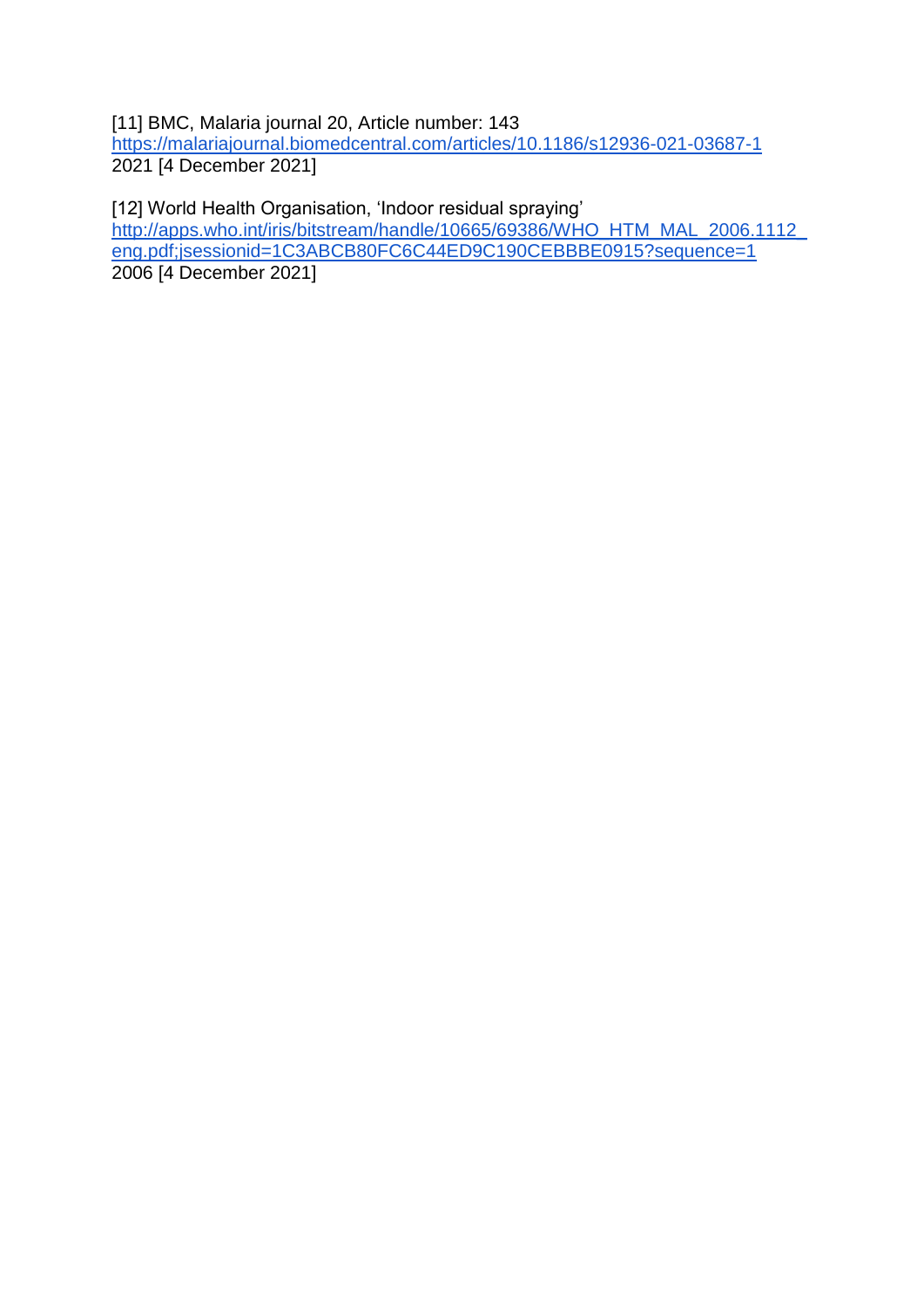[11] BMC, Malaria journal 20, Article number: 143
https://malariajournal.biomedcentral.com/articles/10.1186/s12936-021-03687-1
2021 [4 December 2021]

[12] World Health Organisation, 'Indoor residual spraying'
http://apps.who.int/iris/bitstream/handle/10665/69386/WHO_HTM_MAL_2006.1112_eng.pdf;jsessionid=1C3ABCB80FC6C44ED9C190CEBBBE0915?sequence=1
2006 [4 December 2021]